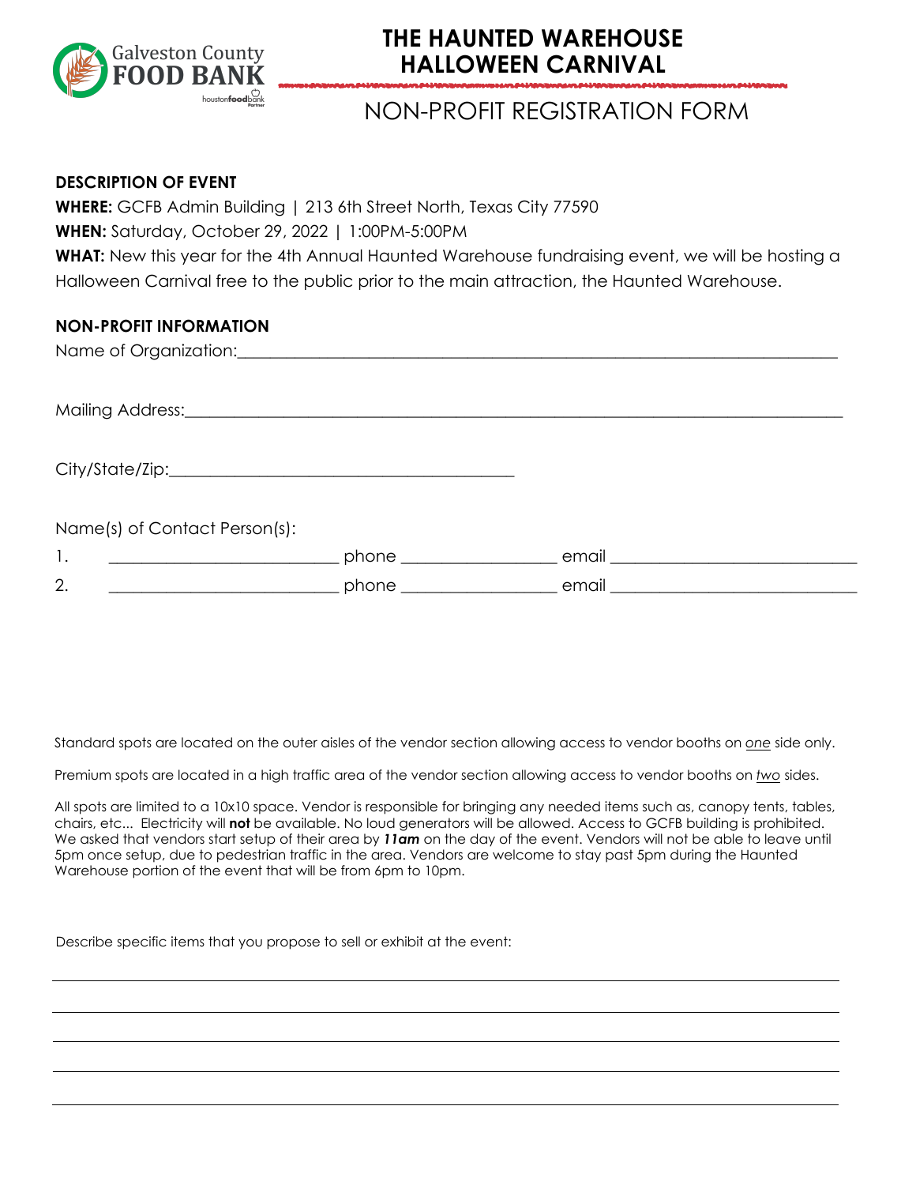# THE HAUNTED WAREHOUSE HALLOWEEN CARNIVAL

## NON-PROFIT REGISTRATION FORM

**DESCRIPTION OF EVENT**

**WHERE:** GCFB Admin Building | 213 6th Street North, Texas City 77590

**WHEN:** Saturday, October 29, 2022 | 1:00PM-5:00PM

**WHAT:** New this year for the 4th Annual Haunted Warehouse fundraising event, we will be hosting a Halloween Carnival free to the public prior to the main attraction, the Haunted Warehouse.

**NON-PROFIT INFORMATION**

Name of Organization:_______________________________________________

Mailing Address:___________________________________________________

City/State/Zip:______________________________

Name(s) of Contact Person(s):

1. ____________________ phone ______________ email ____________________

2. ____________________ phone ______________ email ____________________

Standard spots are located on the outer aisles of the vendor section allowing access to vendor booths on _one_ side only.

Premium spots are located in a high traffic area of the vendor section allowing access to vendor booths on _two_ sides.

All spots are limited to a 10x10 space. Vendor is responsible for bringing any needed items such as, canopy tents, tables, chairs, etc... Electricity will **not** be available. No loud generators will be allowed. Access to GCFB building is prohibited. We asked that vendors start setup of their area by ***11am*** on the day of the event. Vendors will not be able to leave until 5pm once setup, due to pedestrian traffic in the area. Vendors are welcome to stay past 5pm during the Haunted Warehouse portion of the event that will be from 6pm to 10pm.

Describe specific items that you propose to sell or exhibit at the event:

___________________________________________________________________

___________________________________________________________________

___________________________________________________________________

___________________________________________________________________

___________________________________________________________________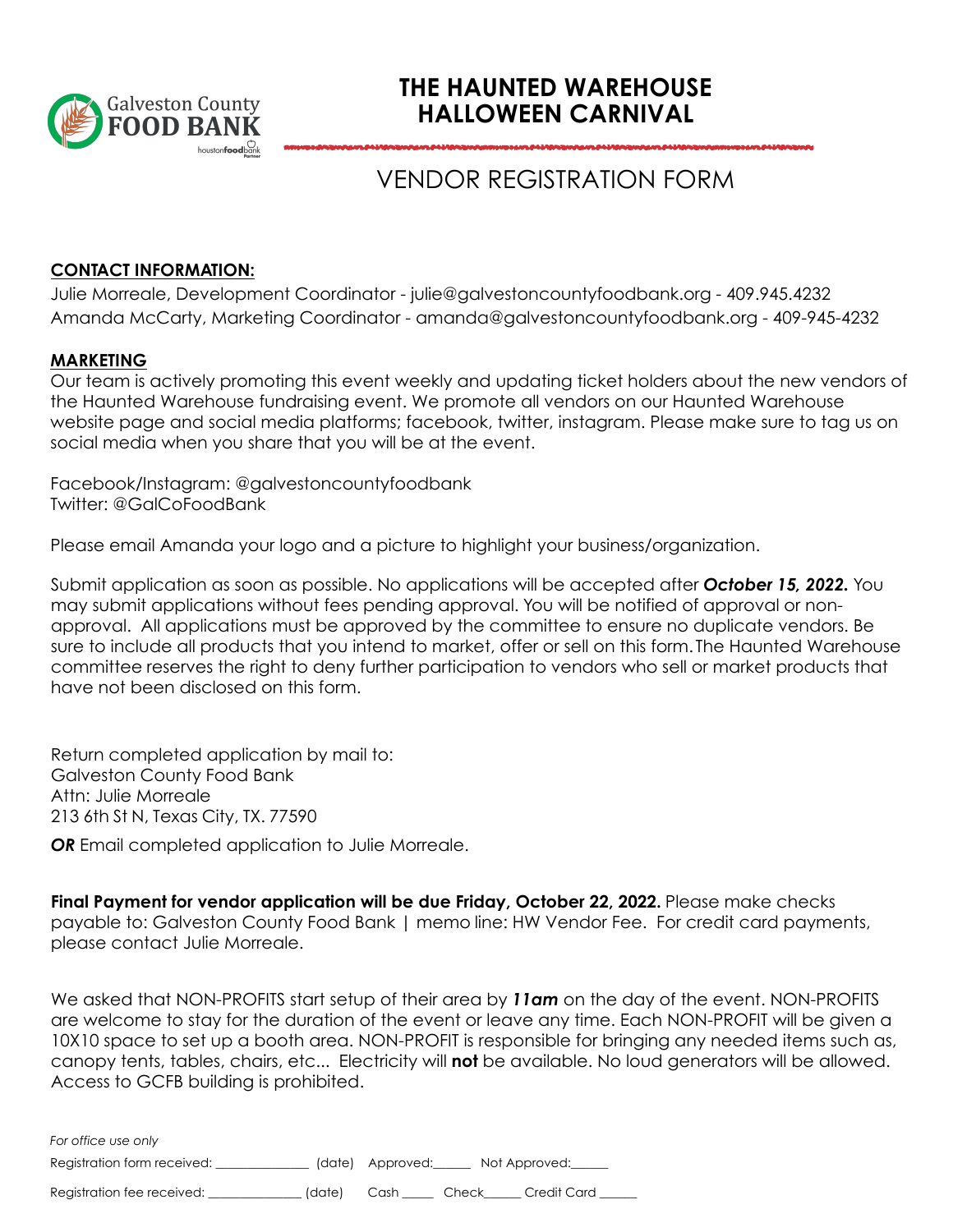# THE HAUNTED WAREHOUSE HALLOWEEN CARNIVAL

## VENDOR REGISTRATION FORM

**CONTACT INFORMATION:**

Julie Morreale, Development Coordinator - julie@galvestoncountyfoodbank.org - 409.945.4232
Amanda McCarty, Marketing Coordinator - amanda@galvestoncountyfoodbank.org - 409-945-4232

**MARKETING**

Our team is actively promoting this event weekly and updating ticket holders about the new vendors of the Haunted Warehouse fundraising event. We promote all vendors on our Haunted Warehouse website page and social media platforms; facebook, twitter, instagram. Please make sure to tag us on social media when you share that you will be at the event.

Facebook/Instagram: @galvestoncountyfoodbank
Twitter: @GalCoFoodBank

Please email Amanda your logo and a picture to highlight your business/organization.

Submit application as soon as possible. No applications will be accepted after ***October 15, 2022.*** You may submit applications without fees pending approval. You will be notified of approval or non-approval. All applications must be approved by the committee to ensure no duplicate vendors. Be sure to include all products that you intend to market, offer or sell on this form. The Haunted Warehouse committee reserves the right to deny further participation to vendors who sell or market products that have not been disclosed on this form.

Return completed application by mail to:
Galveston County Food Bank
Attn: Julie Morreale
213 6th St N, Texas City, TX. 77590

***OR*** Email completed application to Julie Morreale.

**Final Payment for vendor application will be due Friday, October 22, 2022.** Please make checks payable to: Galveston County Food Bank | memo line: HW Vendor Fee. For credit card payments, please contact Julie Morreale.

We asked that NON-PROFITS start setup of their area by ***11am*** on the day of the event. NON-PROFITS are welcome to stay for the duration of the event or leave any time. Each NON-PROFIT will be given a 10X10 space to set up a booth area. NON-PROFIT is responsible for bringing any needed items such as, canopy tents, tables, chairs, etc... Electricity will **not** be available. No loud generators will be allowed. Access to GCFB building is prohibited.

*For office use only*

Registration form received: ______________ (date) Approved:______ Not Approved:______

Registration fee received: ______________ (date) Cash _____ Check______ Credit Card ______